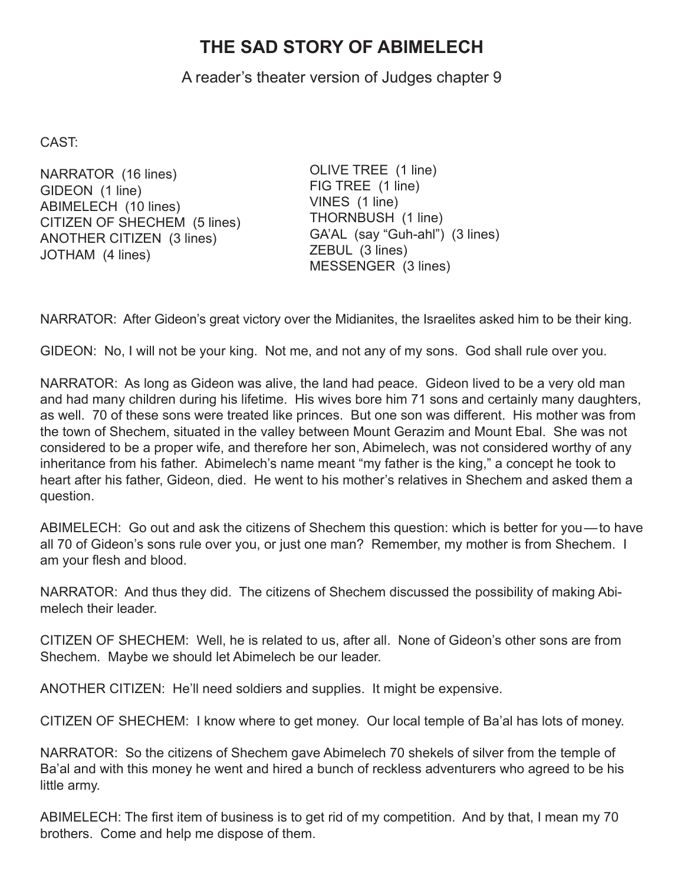# THE SAD STORY OF ABIMELECH

A reader's theater version of Judges chapter 9

CAST:

NARRATOR (16 lines)
GIDEON (1 line)
ABIMELECH (10 lines)
CITIZEN OF SHECHEM (5 lines)
ANOTHER CITIZEN (3 lines)
JOTHAM (4 lines)
OLIVE TREE (1 line)
FIG TREE (1 line)
VINES (1 line)
THORNBUSH (1 line)
GA'AL (say "Guh-ahl") (3 lines)
ZEBUL (3 lines)
MESSENGER (3 lines)

NARRATOR: After Gideon's great victory over the Midianites, the Israelites asked him to be their king.

GIDEON: No, I will not be your king. Not me, and not any of my sons. God shall rule over you.

NARRATOR: As long as Gideon was alive, the land had peace. Gideon lived to be a very old man and had many children during his lifetime. His wives bore him 71 sons and certainly many daughters, as well. 70 of these sons were treated like princes. But one son was different. His mother was from the town of Shechem, situated in the valley between Mount Gerazim and Mount Ebal. She was not considered to be a proper wife, and therefore her son, Abimelech, was not considered worthy of any inheritance from his father. Abimelech's name meant "my father is the king," a concept he took to heart after his father, Gideon, died. He went to his mother's relatives in Shechem and asked them a question.

ABIMELECH: Go out and ask the citizens of Shechem this question: which is better for you — to have all 70 of Gideon's sons rule over you, or just one man? Remember, my mother is from Shechem. I am your flesh and blood.

NARRATOR: And thus they did. The citizens of Shechem discussed the possibility of making Abimelech their leader.

CITIZEN OF SHECHEM: Well, he is related to us, after all. None of Gideon's other sons are from Shechem. Maybe we should let Abimelech be our leader.

ANOTHER CITIZEN: He'll need soldiers and supplies. It might be expensive.

CITIZEN OF SHECHEM: I know where to get money. Our local temple of Ba'al has lots of money.

NARRATOR: So the citizens of Shechem gave Abimelech 70 shekels of silver from the temple of Ba'al and with this money he went and hired a bunch of reckless adventurers who agreed to be his little army.

ABIMELECH: The first item of business is to get rid of my competition. And by that, I mean my 70 brothers. Come and help me dispose of them.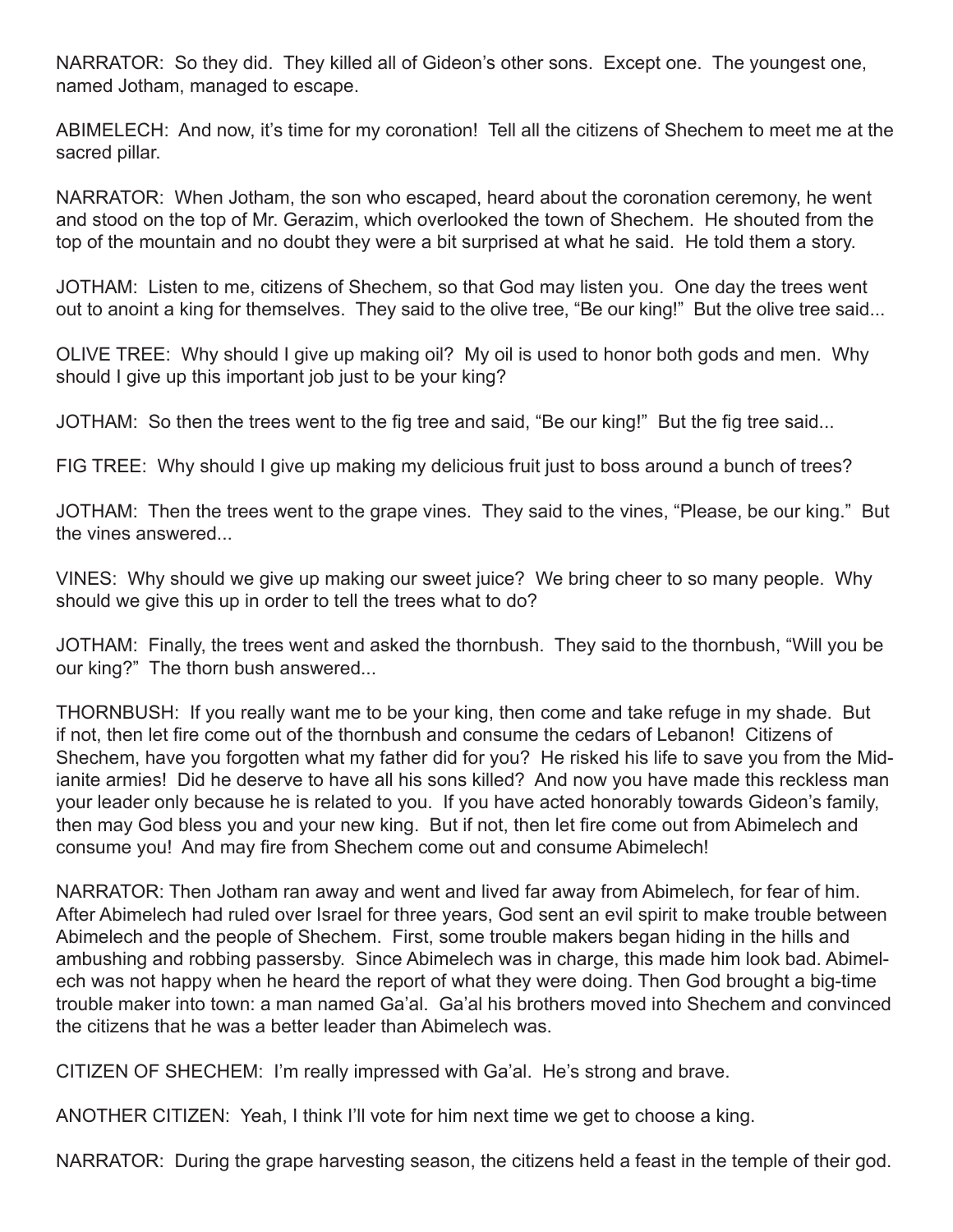NARRATOR: So they did. They killed all of Gideon's other sons. Except one. The youngest one, named Jotham, managed to escape.

ABIMELECH: And now, it's time for my coronation! Tell all the citizens of Shechem to meet me at the sacred pillar.

NARRATOR: When Jotham, the son who escaped, heard about the coronation ceremony, he went and stood on the top of Mr. Gerazim, which overlooked the town of Shechem. He shouted from the top of the mountain and no doubt they were a bit surprised at what he said. He told them a story.

JOTHAM: Listen to me, citizens of Shechem, so that God may listen you. One day the trees went out to anoint a king for themselves. They said to the olive tree, "Be our king!" But the olive tree said...

OLIVE TREE: Why should I give up making oil? My oil is used to honor both gods and men. Why should I give up this important job just to be your king?

JOTHAM: So then the trees went to the fig tree and said, "Be our king!" But the fig tree said...

FIG TREE: Why should I give up making my delicious fruit just to boss around a bunch of trees?

JOTHAM: Then the trees went to the grape vines. They said to the vines, "Please, be our king." But the vines answered...

VINES: Why should we give up making our sweet juice? We bring cheer to so many people. Why should we give this up in order to tell the trees what to do?

JOTHAM: Finally, the trees went and asked the thornbush. They said to the thornbush, "Will you be our king?" The thorn bush answered...

THORNBUSH: If you really want me to be your king, then come and take refuge in my shade. But if not, then let fire come out of the thornbush and consume the cedars of Lebanon! Citizens of Shechem, have you forgotten what my father did for you? He risked his life to save you from the Midianite armies! Did he deserve to have all his sons killed? And now you have made this reckless man your leader only because he is related to you. If you have acted honorably towards Gideon's family, then may God bless you and your new king. But if not, then let fire come out from Abimelech and consume you! And may fire from Shechem come out and consume Abimelech!

NARRATOR: Then Jotham ran away and went and lived far away from Abimelech, for fear of him. After Abimelech had ruled over Israel for three years, God sent an evil spirit to make trouble between Abimelech and the people of Shechem. First, some trouble makers began hiding in the hills and ambushing and robbing passersby. Since Abimelech was in charge, this made him look bad. Abimelech was not happy when he heard the report of what they were doing. Then God brought a big-time trouble maker into town: a man named Ga'al. Ga'al his brothers moved into Shechem and convinced the citizens that he was a better leader than Abimelech was.

CITIZEN OF SHECHEM: I'm really impressed with Ga'al. He's strong and brave.

ANOTHER CITIZEN: Yeah, I think I'll vote for him next time we get to choose a king.

NARRATOR: During the grape harvesting season, the citizens held a feast in the temple of their god.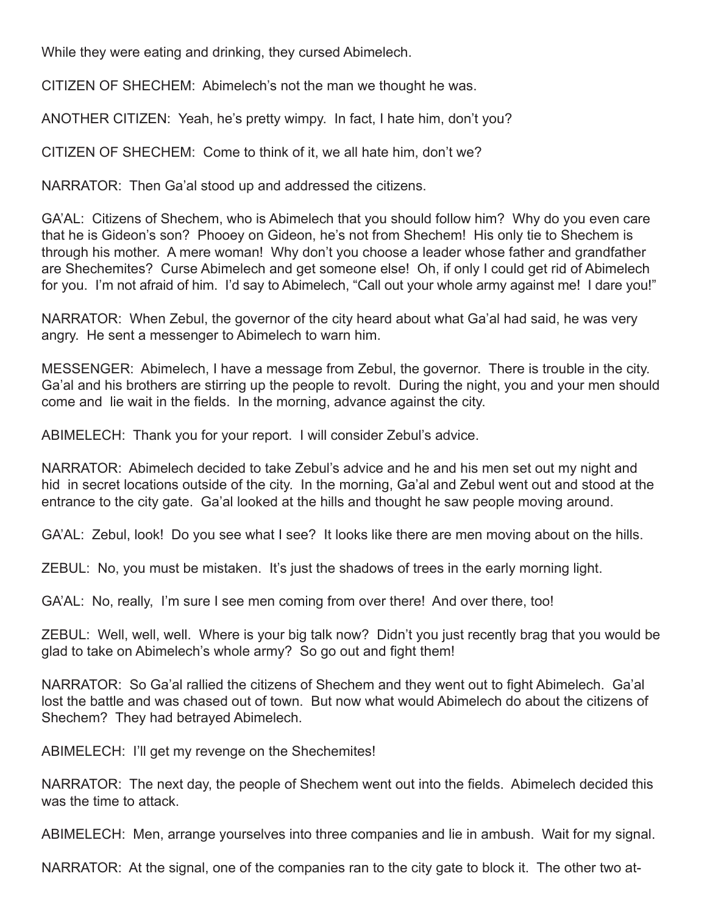While they were eating and drinking, they cursed Abimelech.

CITIZEN OF SHECHEM: Abimelech's not the man we thought he was.

ANOTHER CITIZEN: Yeah, he's pretty wimpy. In fact, I hate him, don't you?

CITIZEN OF SHECHEM: Come to think of it, we all hate him, don't we?

NARRATOR: Then Ga'al stood up and addressed the citizens.

GA'AL: Citizens of Shechem, who is Abimelech that you should follow him? Why do you even care that he is Gideon's son? Phooey on Gideon, he's not from Shechem! His only tie to Shechem is through his mother. A mere woman! Why don't you choose a leader whose father and grandfather are Shechemites? Curse Abimelech and get someone else! Oh, if only I could get rid of Abimelech for you. I'm not afraid of him. I'd say to Abimelech, "Call out your whole army against me! I dare you!"

NARRATOR: When Zebul, the governor of the city heard about what Ga'al had said, he was very angry. He sent a messenger to Abimelech to warn him.

MESSENGER: Abimelech, I have a message from Zebul, the governor. There is trouble in the city. Ga'al and his brothers are stirring up the people to revolt. During the night, you and your men should come and lie wait in the fields. In the morning, advance against the city.

ABIMELECH: Thank you for your report. I will consider Zebul's advice.

NARRATOR: Abimelech decided to take Zebul's advice and he and his men set out my night and hid in secret locations outside of the city. In the morning, Ga'al and Zebul went out and stood at the entrance to the city gate. Ga'al looked at the hills and thought he saw people moving around.

GA'AL: Zebul, look! Do you see what I see? It looks like there are men moving about on the hills.

ZEBUL: No, you must be mistaken. It's just the shadows of trees in the early morning light.

GA'AL: No, really, I'm sure I see men coming from over there! And over there, too!

ZEBUL: Well, well, well. Where is your big talk now? Didn't you just recently brag that you would be glad to take on Abimelech's whole army? So go out and fight them!

NARRATOR: So Ga'al rallied the citizens of Shechem and they went out to fight Abimelech. Ga'al lost the battle and was chased out of town. But now what would Abimelech do about the citizens of Shechem? They had betrayed Abimelech.

ABIMELECH: I'll get my revenge on the Shechemites!

NARRATOR: The next day, the people of Shechem went out into the fields. Abimelech decided this was the time to attack.

ABIMELECH: Men, arrange yourselves into three companies and lie in ambush. Wait for my signal.

NARRATOR: At the signal, one of the companies ran to the city gate to block it. The other two at-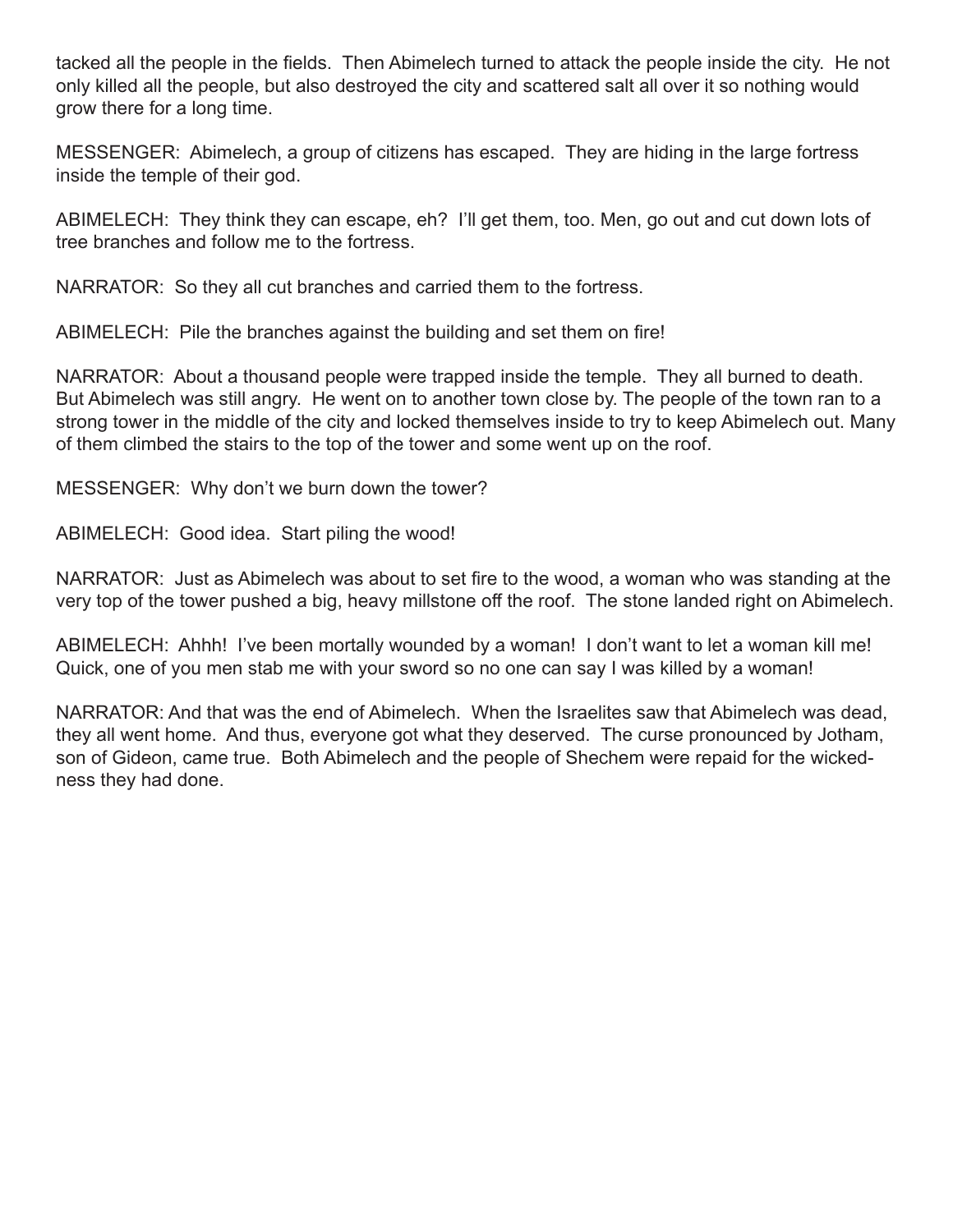tacked all the people in the fields. Then Abimelech turned to attack the people inside the city. He not only killed all the people, but also destroyed the city and scattered salt all over it so nothing would grow there for a long time.

MESSENGER: Abimelech, a group of citizens has escaped. They are hiding in the large fortress inside the temple of their god.

ABIMELECH: They think they can escape, eh? I'll get them, too. Men, go out and cut down lots of tree branches and follow me to the fortress.

NARRATOR: So they all cut branches and carried them to the fortress.

ABIMELECH: Pile the branches against the building and set them on fire!

NARRATOR: About a thousand people were trapped inside the temple. They all burned to death. But Abimelech was still angry. He went on to another town close by. The people of the town ran to a strong tower in the middle of the city and locked themselves inside to try to keep Abimelech out. Many of them climbed the stairs to the top of the tower and some went up on the roof.

MESSENGER: Why don't we burn down the tower?

ABIMELECH: Good idea. Start piling the wood!

NARRATOR: Just as Abimelech was about to set fire to the wood, a woman who was standing at the very top of the tower pushed a big, heavy millstone off the roof. The stone landed right on Abimelech.

ABIMELECH: Ahhh! I've been mortally wounded by a woman! I don't want to let a woman kill me! Quick, one of you men stab me with your sword so no one can say I was killed by a woman!

NARRATOR: And that was the end of Abimelech. When the Israelites saw that Abimelech was dead, they all went home. And thus, everyone got what they deserved. The curse pronounced by Jotham, son of Gideon, came true. Both Abimelech and the people of Shechem were repaid for the wickedness they had done.